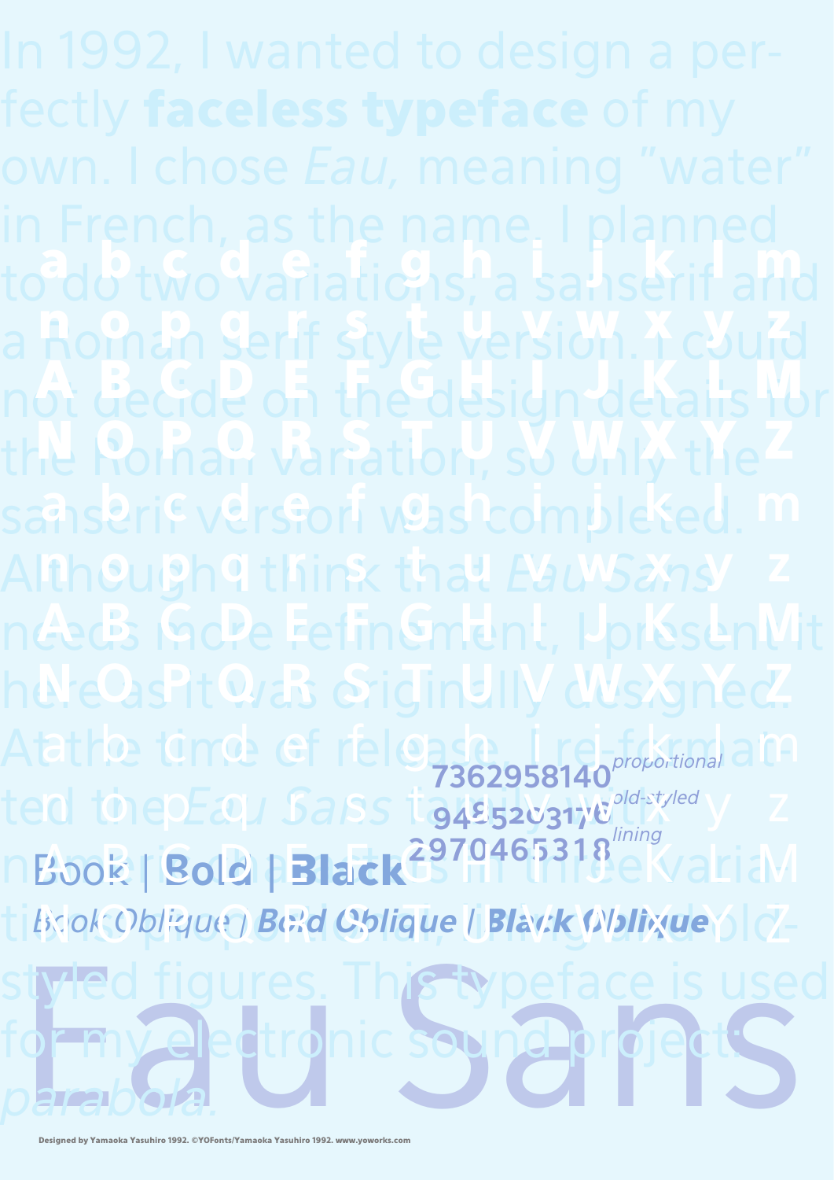In 1992, I wanted to design a perfectly **faceless typeface** of my own. I chose *Eau,* meaning "water" in French, as the name. I planned to do two variations, a sanserif and a Roman serif style version. I could not decide on the design details for the Roman variation, so only the sanserif version was completed. Although I think that *Eau Sans* needs more refinement, I present it here as it was originally designed. At the time of release, I reformatted the *Eau Sans* family with tabular figures, and the proportional, lining and old-styled figures. This typeface is used for my electronic sound project *parabola.*

**a b c d e f g h i j k l m**
**n o p q r s t u v w x y z**
**A B C D E F G H I J K L M**
**N O P Q R S T U V W X Y Z**

**a b c d e f g h i j k l m**
**n o p q r s t u v w x y z**
**A B C D E F G H I J K L M**
**N O P Q R S T U V W X Y Z**

a b c d e f g h i j k l m
n o p q r s t u v w x y z
A B C D E F G H I J K L M
N O P Q R S T U V W X Y Z

**7362958140** *proportional*
**9485203176** *old-styled*
**2970465318** *lining*

Book | **Bold** | **Black**
*Book Oblique* | ***Bold Oblique*** | ***Black Oblique***

# Eau Sans

**Designed by Yamaoka Yasuhiro 1992. ©YOFonts/Yamaoka Yasuhiro 1992. www.yoworks.com**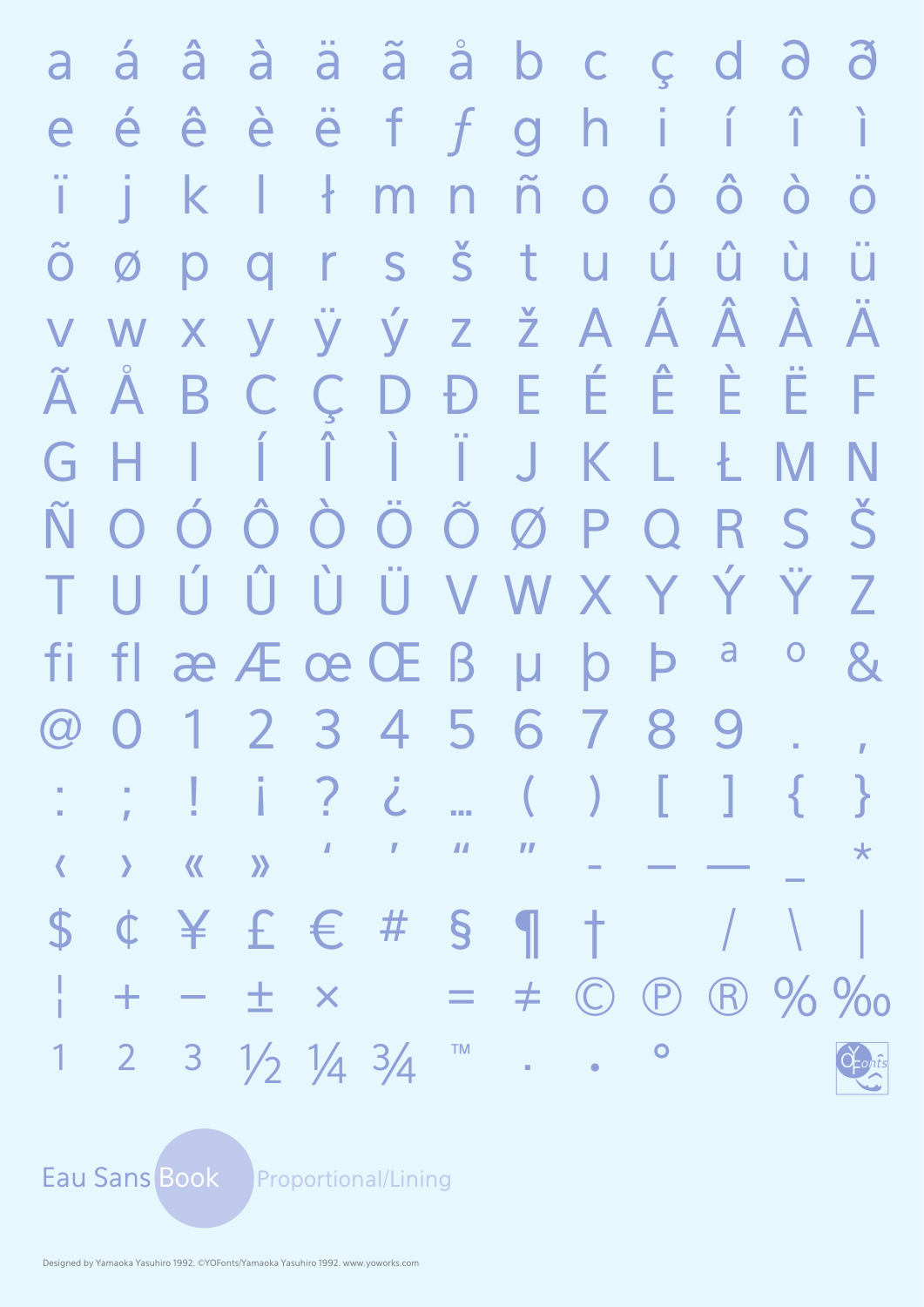a á â à ä ã å b c ç d ∂ ð

e é ê è ë f ƒ g h i í î ì

ï j k l ł m n ñ o ó ô ò ö

õ ø p q r s š t u ú û ù ü

v w x y ÿ ý z ž A Á Â À Ä

Ã Å B C Ç D Đ E É Ê È Ë F

G H I Í Î Ì Ï J K L Ł M N

Ñ O Ó Ô Ò Ö Õ Ø P Q R S Š

T U Ú Û Ù Ü V W X Y Ý Ÿ Z

ﬁ ﬂ æ Æ œ Œ ß µ þ Þ ª º &

@ 0 1 2 3 4 5 6 7 8 9 . ,

: ; ! ¡ ? ¿ … ( ) [ ] { }

‹ › « » ‘ ’ “ ” - – — _ *

$ ¢ ¥ £ € # § ¶ † / \ |

¦ + − ± × = ≠ © ℗ ® % ‰

¹ ² ³ ½ ¼ ¾ ™ · • °

Eau Sans Book Proportional/Lining

Designed by Yamaoka Yasuhiro 1992. ©YOFonts/Yamaoka Yasuhiro 1992. www.yoworks.com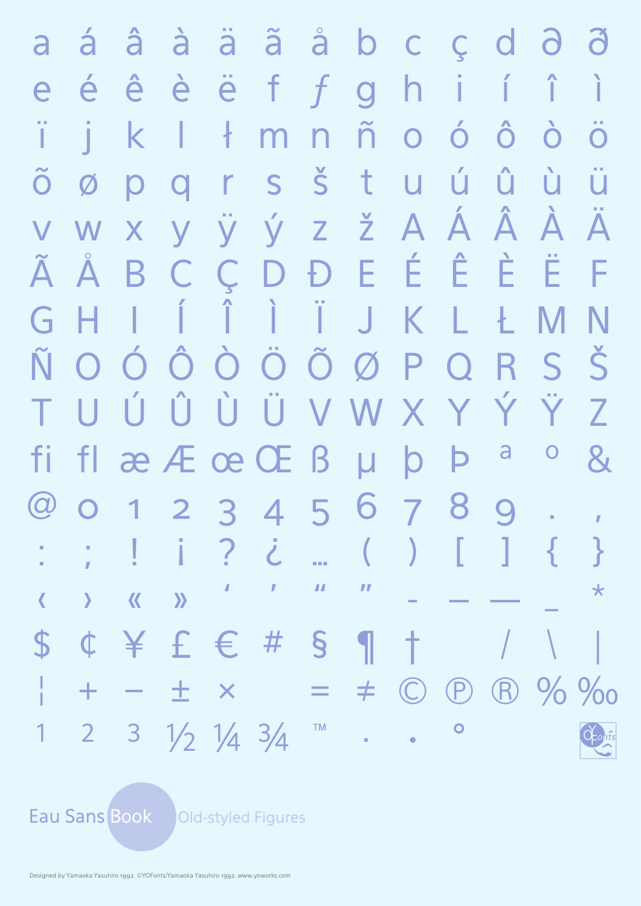a á â à ä ã å b c ç d ∂ ð

e é ê è ë f ƒ g h i í î ì

ï j k l ł m n ñ o ó ô ò ö

õ ø p q r s š t u ú û ù ü

v w x y ÿ ý z ž A Á Â À Ä

Ã Å B C Ç D Đ E É Ê È Ë F

G H I Í Î Ì Ï J K L Ł M N

Ñ O Ó Ô Ò Ö Õ Ø P Q R S Š

T U Ú Û Ù Ü V W X Y Ý Ÿ Z

fi fl æ Æ œ Œ ß µ þ Þ ª º &

@ 0 1 2 3 4 5 6 7 8 9 . ,

: ; ! ¡ ? ¿ … ( ) [ ] { }

‹ › « » ‘ ’ “ ” - – — _ *

$ ¢ ¥ £ € # § ¶ † / \ |

¦ + − ± × = ≠ © ℗ ® % ‰

¹ ² ³ ½ ¼ ¾ ™ · • °

Eau Sans Book Old-styled Figures

Designed by Yamaoka Yasuhiro 1992. ©YOFonts/Yamaoka Yasuhiro 1992. www.yoworks.com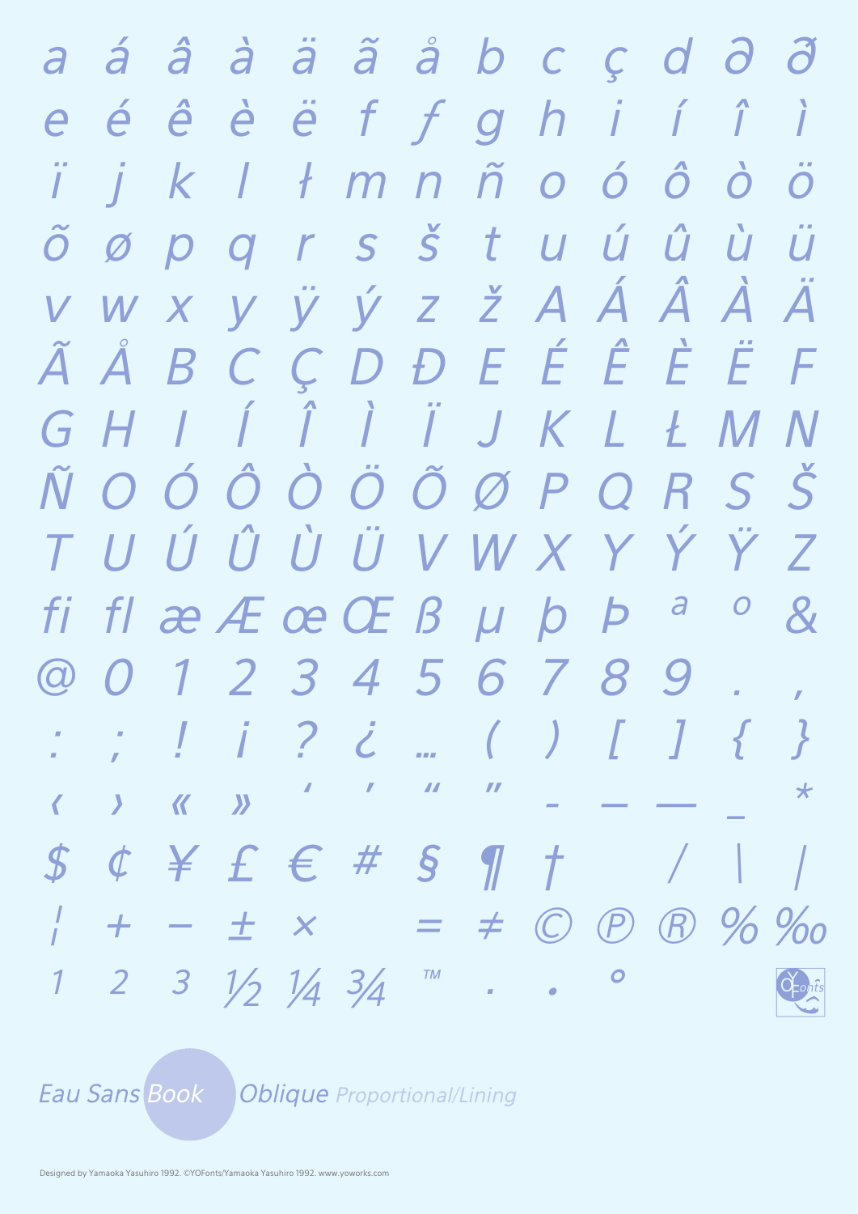a á â à ä ã å b c ç d ∂ ∂

e é ê è ë f ƒ g h i í î ì

ï j k l ł m n ñ o ó ô ò ö

õ ø p q r s š t u ú û ù ü

v w x y ÿ ý z ž A Á Â À Ä

Ã Å B C Ç D Đ E É Ê È Ë F

G H I Í Î Ì Ï J K L Ł M N

Ñ O Ó Ô Ò Ö Õ Ø P Q R S Š

T U Ú Û Ù Ü V W X Y Ý Ÿ Z

fi fl æ Æ œ Œ ß µ þ Þ ª º &

@ 0 1 2 3 4 5 6 7 8 9 . ,

: ; ! ¡ ? ¿ … ( ) [ ] { }

‹ › « » ‘ ’ “ ” - – — _ *

$ ¢ ¥ £ € # § ¶ † / \ |

¦ + − ± × = ≠ © ℗ ® % ‰

¹ ² ³ ½ ¼ ¾ ™ · • °

Eau Sans Book Oblique Proportional/Lining

Designed by Yamaoka Yasuhiro 1992. ©YOFonts/Yamaoka Yasuhiro 1992. www.yoworks.com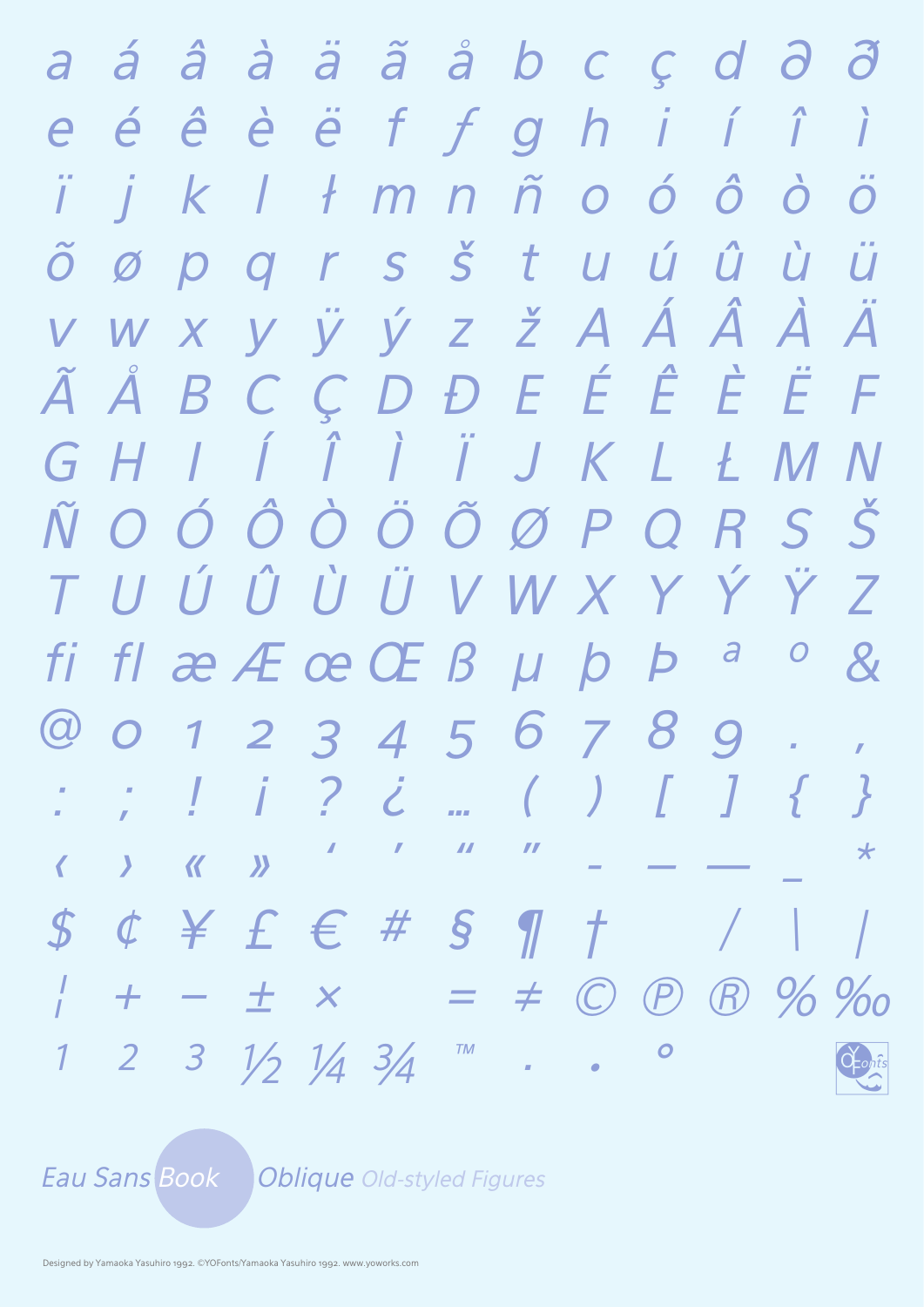a á â à ä ã å b c ç d ∂ ∂

e é ê è ë f ƒ g h i í î ì

ï j k l ł m n ñ o ó ô ò ö

õ ø p q r s š t u ú û ù ü

v w x y ÿ ý z ž A Á Â À Ä

Ã Å B C Ç D Đ E É Ê È Ë F

G H I Í Î Ì Ï J K L Ł M N

Ñ O Ó Ô Ò Ö Õ Ø P Q R S Š

T U Ú Û Ù Ü V W X Y Ý Ÿ Z

fi fl æ Æ œ Œ ß µ þ Þ ª º &

@ 0 1 2 3 4 5 6 7 8 9 . ,

: ; ! ¡ ? ¿ … ( ) [ ] { }

‹ › « » ‘ ’ “ ” - – — _ *

$ ¢ ¥ £ € # § ¶ † / \ |

¦ + − ± × = ≠ © ℗ ® % ‰

¹ ² ³ ½ ¼ ¾ ™ · • °

Eau Sans Book Oblique Old-styled Figures

Designed by Yamaoka Yasuhiro 1992. ©YOFonts/Yamaoka Yasuhiro 1992. www.yoworks.com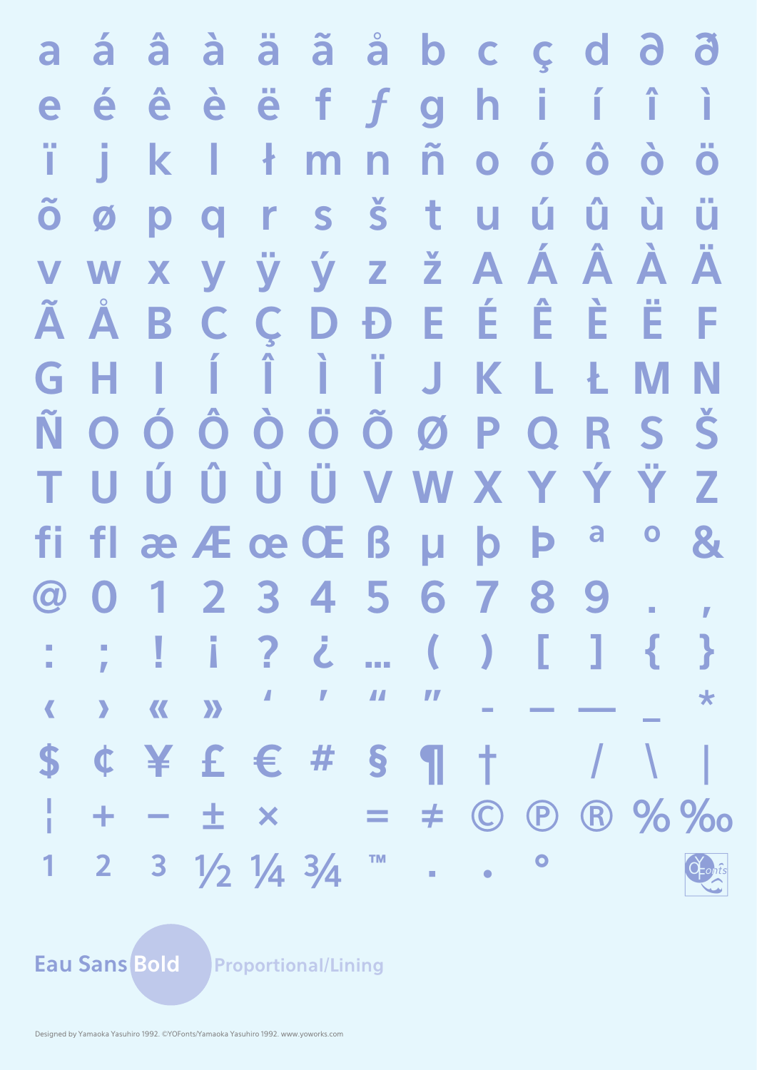a á â à ä ã å b c ç d ∂ ð

e é ê è ë f ƒ g h i í î ì

ï j k l ł m n ñ o ó ô ò ö

õ ø p q r s š t u ú û ù ü

v w x y ÿ ý z ž A Á Â À Ä

Ã Å B C Ç D Đ E É Ê È Ë F

G H I Í Î Ì Ï J K L Ł M N

Ñ O Ó Ô Ò Ö Õ Ø P Q R S Š

T U Ú Û Ù Ü V W X Y Ý Ÿ Z

fi fl æ Æ œ Œ ß µ þ Þ ª º &

@ 0 1 2 3 4 5 6 7 8 9 . ,

: ; ! ¡ ? ¿ … ( ) [ ] { }

‹ › « » ' ' " " - – — _ *

$ ¢ ¥ £ € # § ¶ † / \ |

¦ + − ± × = ≠ © ℗ ® % ‰

¹ ² ³ ½ ¼ ¾ ™ · • °

Eau Sans Bold Proportional/Lining

Designed by Yamaoka Yasuhiro 1992. ©YOFonts/Yamaoka Yasuhiro 1992. www.yoworks.com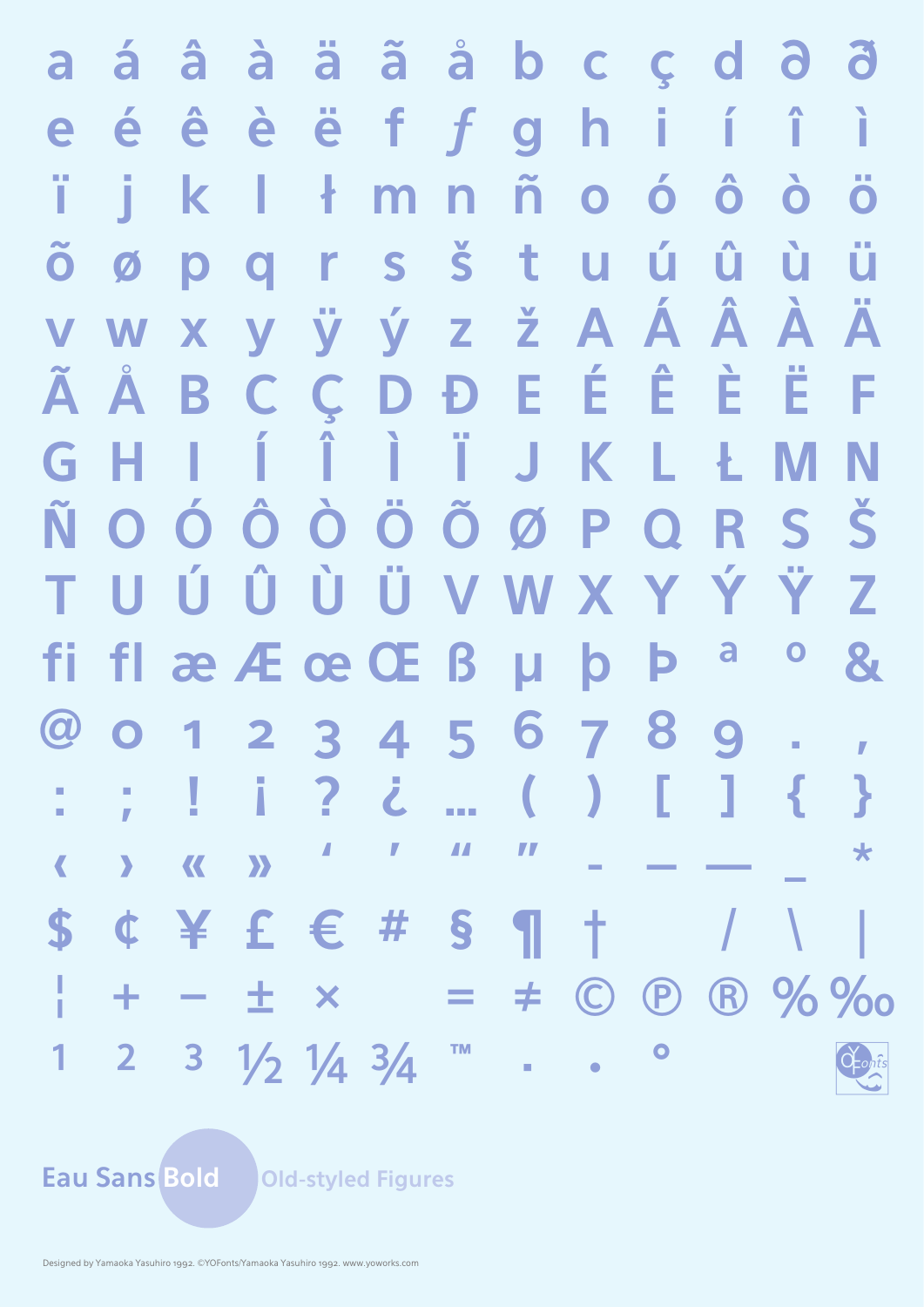a á â à ä ã å b c ç d ∂ ð

e é ê è ë f ƒ g h i í î ì

ï j k l ł m n ñ o ó ô ò ö

õ ø p q r s š t u ú û ù ü

v w x y ÿ ý z ž A Á Â À Ä

Ã Å B C Ç D Đ E É Ê È Ë F

G H I Í Î Ì Ï J K L Ł M N

Ñ O Ó Ô Ò Ö Õ Ø P Q R S Š

T U Ú Û Ù Ü V W X Y Ý Ÿ Z

ﬁ ﬂ æ Æ œ Œ ß µ þ Þ ª º &

@ 0 1 2 3 4 5 6 7 8 9 . ,

: ; ! ¡ ? ¿ … ( ) [ ] { }

‹ › « » ‘ ’ “ ” - – — _ *

$ ¢ ¥ £ € # § ¶ † / \ |

¦ + − ± × = ≠ © ℗ ® % ‰

¹ ² ³ ½ ¼ ¾ ™ · • °

Eau Sans Bold Old-styled Figures

Designed by Yamaoka Yasuhiro 1992. ©YOFonts/Yamaoka Yasuhiro 1992. www.yoworks.com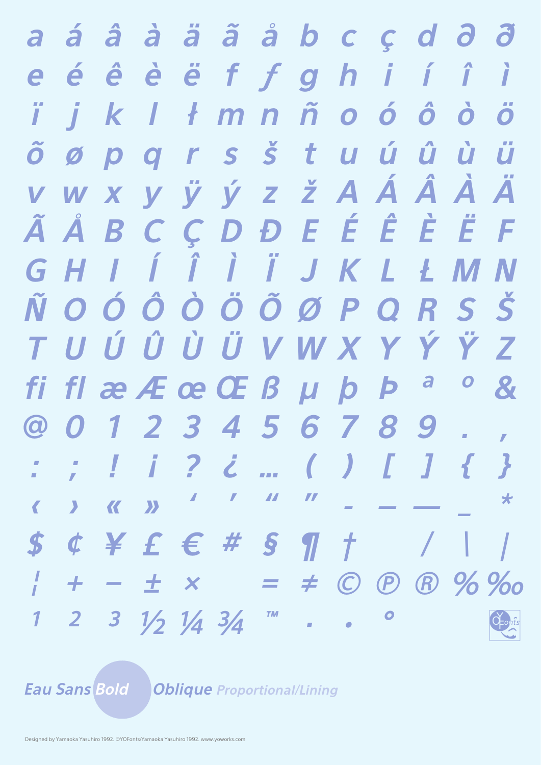a á â à ä ã å b c ç d ∂ ð

e é ê è ë f ƒ g h i í î ì

ï j k l ł m n ñ o ó ô ò ö

õ ø p q r s š t u ú û ù ü

v w x y ÿ ý z ž A Á Â À Ä

Ã Å B C Ç D Đ E É Ê È Ë F

G H I Í Î Ì Ï J K L Ł M N

Ñ O Ó Ô Ò Ö Õ Ø P Q R S Š

T U Ú Û Ù Ü V W X Y Ý Ÿ Z

ﬁ ﬂ æ Æ œ Œ ß µ þ Þ ª º &

@ 0 1 2 3 4 5 6 7 8 9 . ,

: ; ! ¡ ? ¿ … ( ) [ ] { }

‹ › « » ‘ ’ “ ” - – — _ *

$ ¢ ¥ £ € # § ¶ † / \ |

¦ + − ± × = ≠ © ℗ ® % ‰

¹ ² ³ ½ ¼ ¾ ™ · • °

Eau Sans Bold Oblique Proportional/Lining

Designed by Yamaoka Yasuhiro 1992. ©YOFonts/Yamaoka Yasuhiro 1992. www.yoworks.com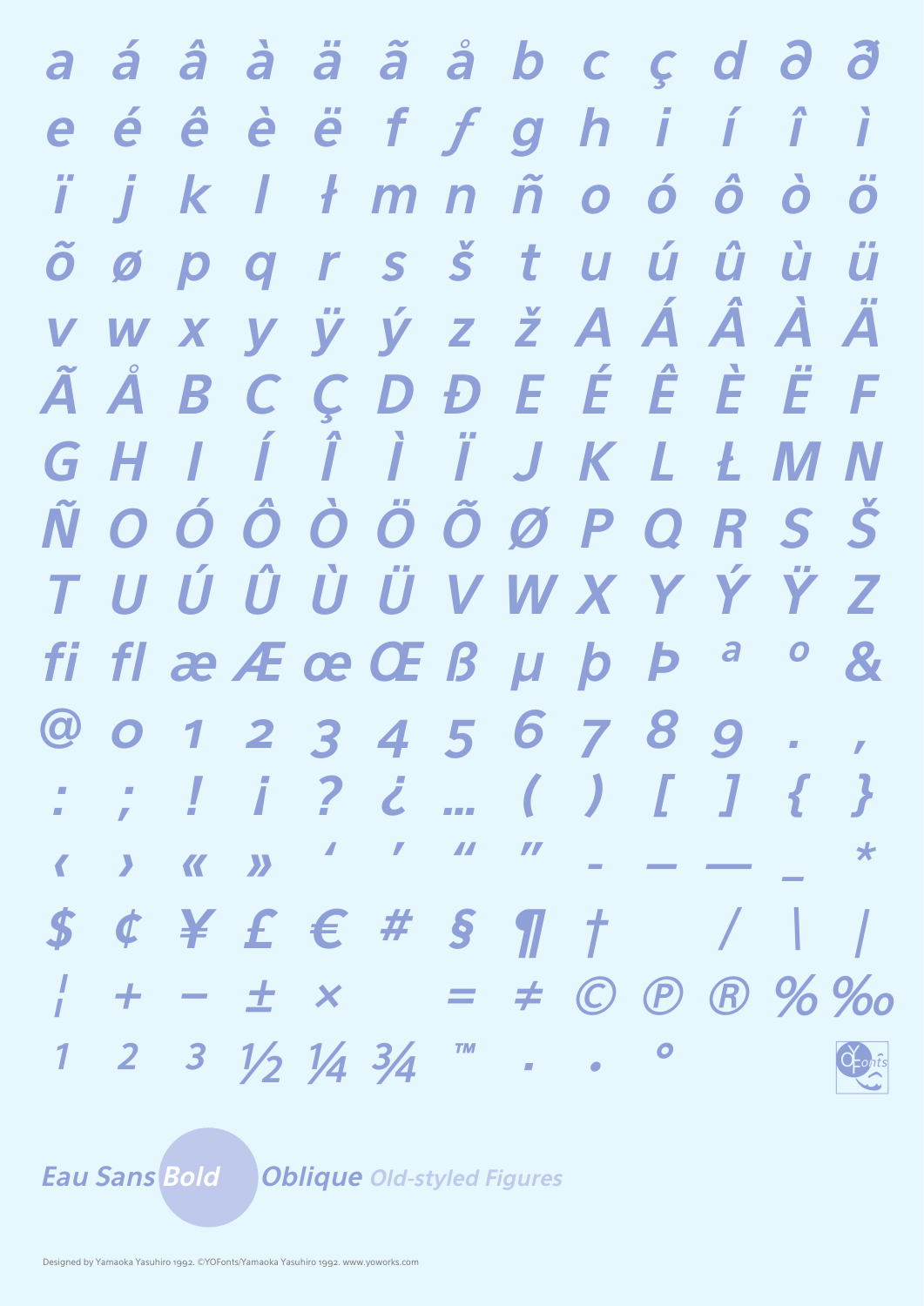a á â à ä ã å b c ç d ∂ ð

e é ê è ë f ƒ g h i í î ì

ï j k l ł m n ñ o ó ô ò ö

õ ø p q r s š t u ú û ù ü

v w x y ÿ ý z ž A Á Â À Ä

Ã Å B C Ç D Đ E É Ê È Ë F

G H I Í Î Ì Ï J K L Ł M N

Ñ O Ó Ô Ò Ö Õ Ø P Q R S Š

T U Ú Û Ù Ü V W X Y Ý Ÿ Z

ﬁ ﬂ æ Æ œ Œ ß µ þ Þ ª º &

@ 0 1 2 3 4 5 6 7 8 9 . ,

: ; ! ¡ ? ¿ … ( ) [ ] { }

‹ › « » ‘ ’ “ ” - – — _ *

$ ¢ ¥ £ € # § ¶ † / \ |

¦ + − ± × = ≠ © ℗ ® % ‰

¹ ² ³ ½ ¼ ¾ ™ · • °

Eau Sans **Bold** Oblique Old-styled Figures

Designed by Yamaoka Yasuhiro 1992. ©YOFonts/Yamaoka Yasuhiro 1992. www.yoworks.com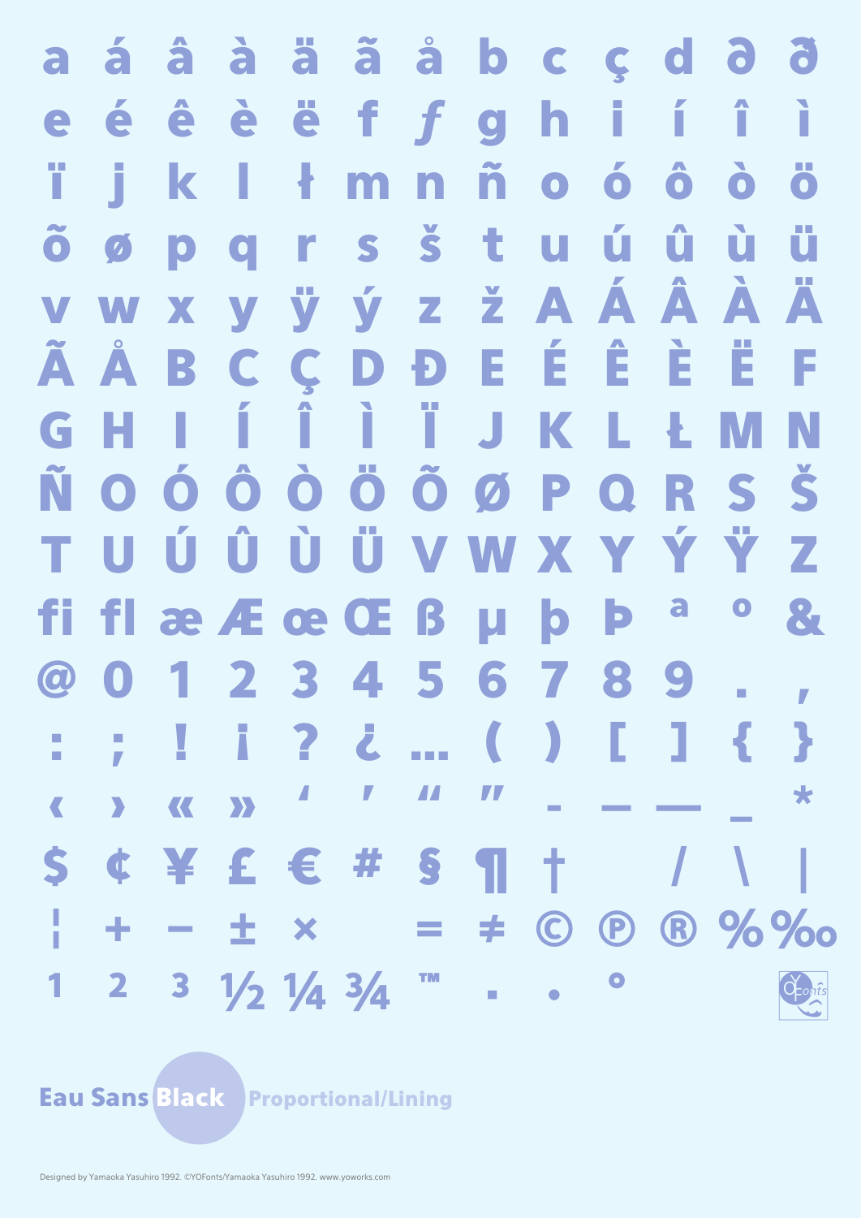a á â à ä ã å b c ç d ∂ ð

e é ê è ë f ƒ g h i í î ì

ï j k l ł m n ñ o ó ô ò ö

õ ø p q r s š t u ú û ù ü

v w x y ÿ ý z ž A Á Â À Ä

Ã Å B C Ç D Đ E É Ê È Ë F

G H I Í Î Ì Ï J K L Ł M N

Ñ O Ó Ô Ò Ö Õ Ø P Q R S Š

T U Ú Û Ù Ü V W X Y Ý Ÿ Z

fi fl æ Æ œ Œ ß µ þ Þ ª º &

@ 0 1 2 3 4 5 6 7 8 9 . ,

: ; ! ¡ ? ¿ … ( ) [ ] { }

‹ › « » ‘ ’ “ ” - – — _ *

$ ¢ ¥ £ € # § ¶ † / \ |

¦ + − ± × = ≠ © ℗ ® % ‰

¹ ² ³ ½ ¼ ¾ ™ · • °

Eau Sans Black Proportional/Lining

Designed by Yamaoka Yasuhiro 1992. ©YOFonts/Yamaoka Yasuhiro 1992. www.yoworks.com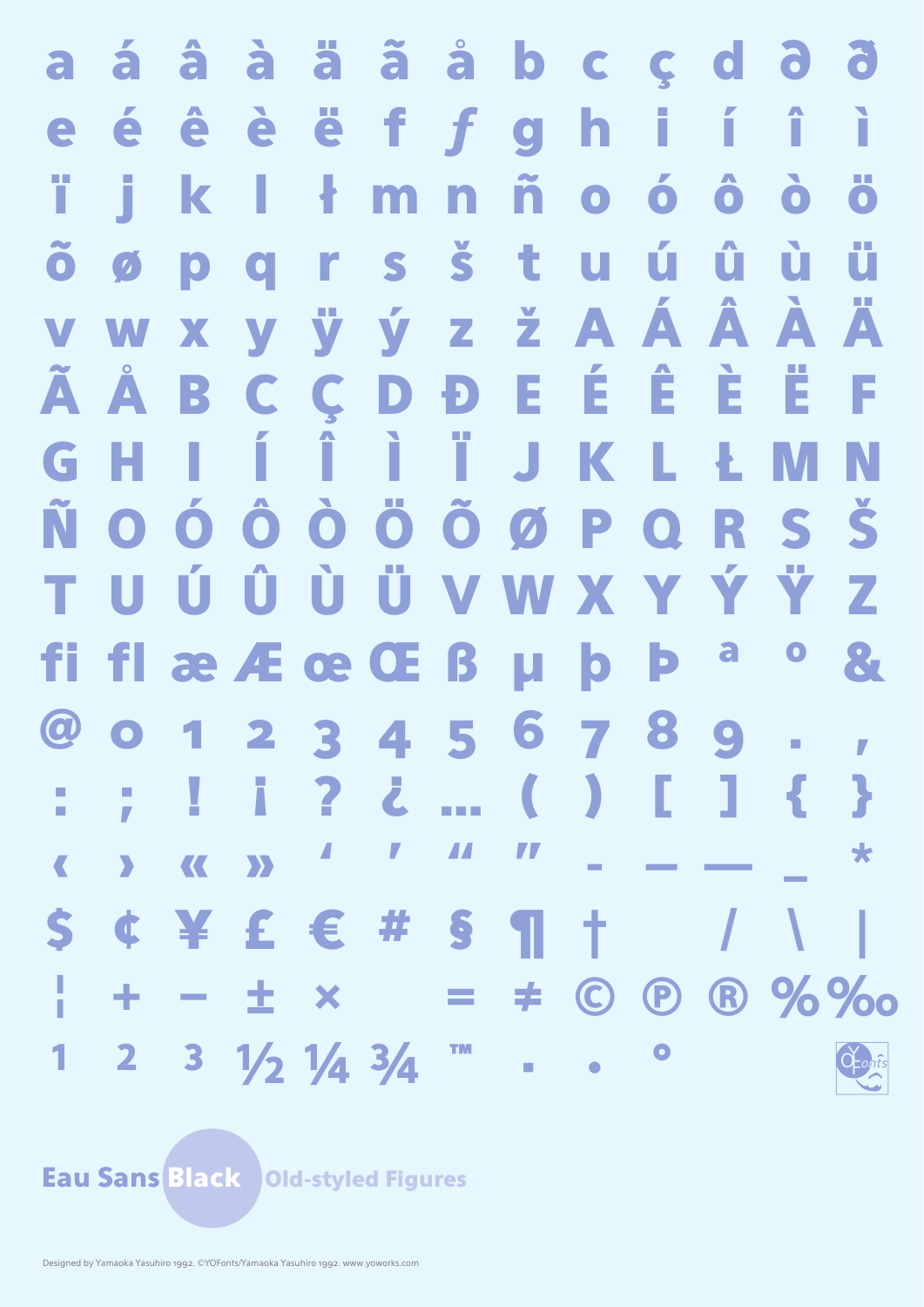a á â à ä ã å b c ç d ∂ ð

e é ê è ë f ƒ g h i í î ì

ï j k l ł m n ñ o ó ô ò ö

õ ø p q r s š t u ú û ù ü

v w x y ÿ ý z ž A Á Â À Ä

Ã Å B C Ç D Đ E É Ê È Ë F

G H I Í Î Ì Ï J K L Ł M N

Ñ O Ó Ô Ò Ö Õ Ø P Q R S Š

T U Ú Û Ù Ü V W X Y Ý Ÿ Z

fi fl æ Æ œ Œ ß µ þ Þ ª º &

@ 0 1 2 3 4 5 6 7 8 9 . ,

: ; ! ¡ ? ¿ … ( ) [ ] { }

‹ › « » ‘ ’ “ ” - – — _ *

$ ¢ ¥ £ € # § ¶ † / \ |

¦ + − ± × = ≠ © ℗ ® % ‰

¹ ² ³ ½ ¼ ¾ ™ · • °

Eau Sans Black Old-styled Figures

Designed by Yamaoka Yasuhiro 1992. ©YOFonts/Yamaoka Yasuhiro 1992. www.yoworks.com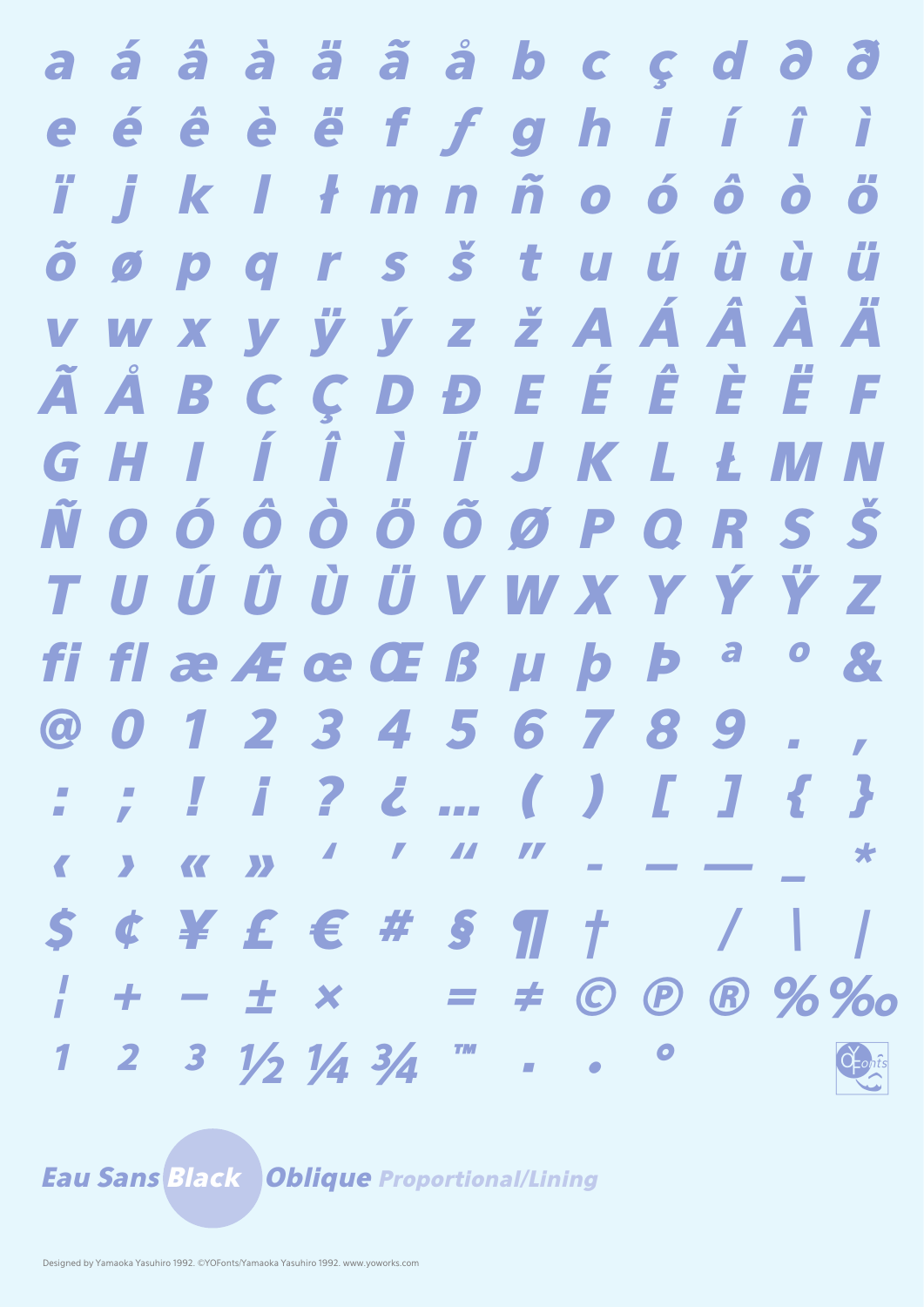a á â à ä ã å b c ç d ∂ ð

e é ê è ë f ƒ g h i í î ì

ï j k l ł m n ñ o ó ô ò ö

õ ø p q r s š t u ú û ù ü

v w x y ÿ ý z ž A Á Â À Ä

Ã Å B C Ç D Đ E É Ê È Ë F

G H I Í Î Ì Ï J K L Ł M N

Ñ O Ó Ô Ò Ö Õ Ø P Q R S Š

T U Ú Û Ù Ü V W X Y Ý Ÿ Z

ﬁ ﬂ æ Æ œ Œ ß µ þ Þ ª º &

@ 0 1 2 3 4 5 6 7 8 9 . ,

: ; ! ¡ ? ¿ … ( ) [ ] { }

‹ › « » ' ' " " - – — _ *

$ ¢ ¥ £ € # § ¶ † / \ |

¦ + − ± × = ≠ © ℗ ® % ‰

¹ ² ³ ½ ¼ ¾ ™ · • °

Eau Sans Black Oblique Proportional/Lining

Designed by Yamaoka Yasuhiro 1992. ©YOFonts/Yamaoka Yasuhiro 1992. www.yoworks.com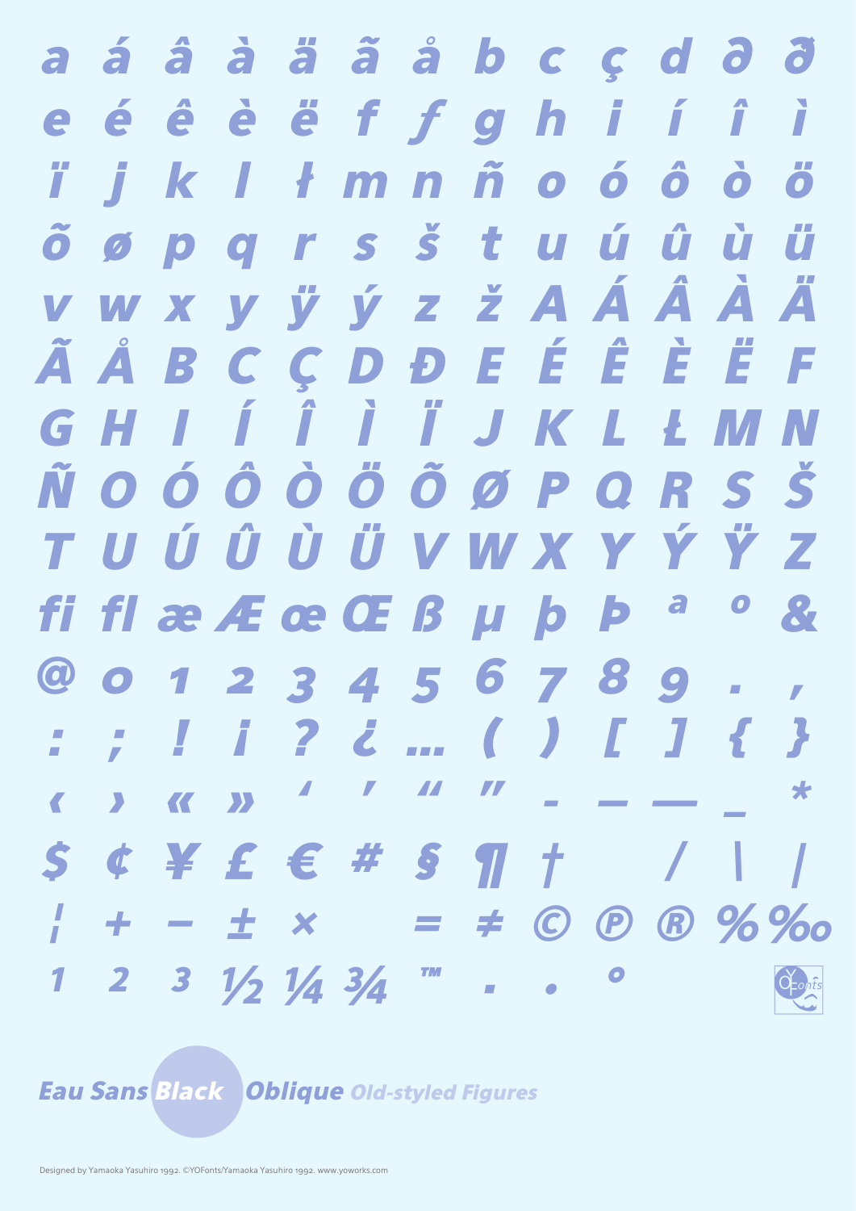a á â à ä ã å b c ç d ∂ ð

e é ê è ë f ƒ g h i í î ì

ï j k l ł m n ñ o ó ô ò ö

õ ø p q r s š t u ú û ù ü

v w x y ÿ ý z ž A Á Â À Ä

Ã Å B C Ç D Đ E É Ê È Ë F

G H I Í Î Ì Ï J K L Ł M N

Ñ O Ó Ô Ò Ö Õ Ø P Q R S Š

T U Ú Û Ù Ü V W X Y Ý Ÿ Z

fi fl æ Æ œ Œ ß µ þ Þ ª º &

@ 0 1 2 3 4 5 6 7 8 9 . ,

: ; ! ¡ ? ¿ … ( ) [ ] { }

‹ › « » ‘ ’ “ ” - – — _ *

$ ¢ ¥ £ € # § ¶ † / \ |

¦ + − ± × = ≠ © ℗ ® % ‰

¹ ² ³ ½ ¼ ¾ ™ · • °

**Eau Sans Black Oblique** Old-styled Figures

Designed by Yamaoka Yasuhiro 1992. ©YOFonts/Yamaoka Yasuhiro 1992. www.yoworks.com